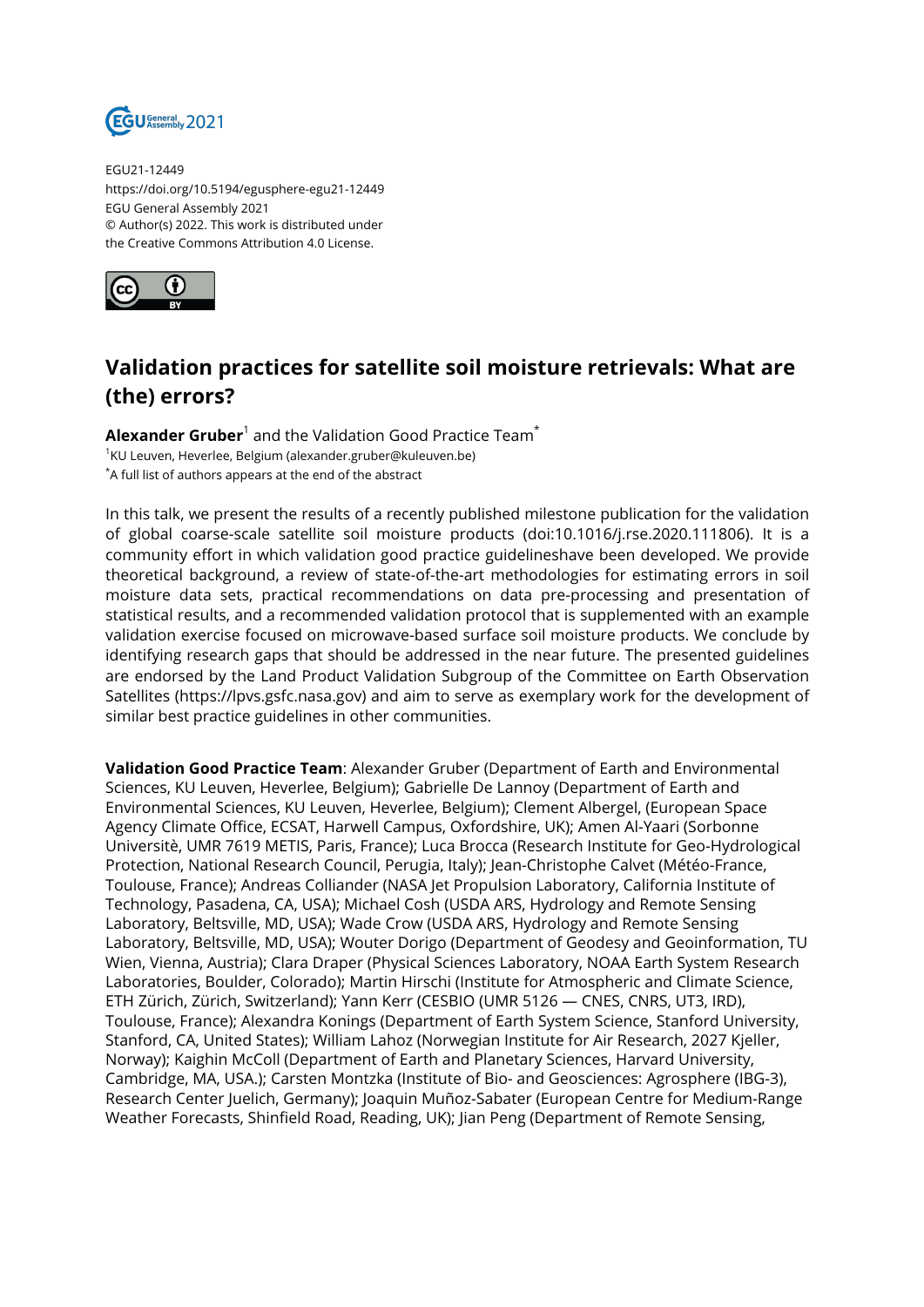EGU21-12449
https://doi.org/10.5194/egusphere-egu21-12449
EGU General Assembly 2021
© Author(s) 2022. This work is distributed under
the Creative Commons Attribution 4.0 License.

# Validation practices for satellite soil moisture retrievals: What are (the) errors?

**Alexander Gruber**[1] and the Validation Good Practice Team[*]

[1]KU Leuven, Heverlee, Belgium (alexander.gruber@kuleuven.be)

[*]A full list of authors appears at the end of the abstract

In this talk, we present the results of a recently published milestone publication for the validation of global coarse-scale satellite soil moisture products (doi:10.1016/j.rse.2020.111806). It is a community effort in which validation good practice guidelineshave been developed. We provide theoretical background, a review of state-of-the-art methodologies for estimating errors in soil moisture data sets, practical recommendations on data pre-processing and presentation of statistical results, and a recommended validation protocol that is supplemented with an example validation exercise focused on microwave-based surface soil moisture products. We conclude by identifying research gaps that should be addressed in the near future. The presented guidelines are endorsed by the Land Product Validation Subgroup of the Committee on Earth Observation Satellites (https://lpvs.gsfc.nasa.gov) and aim to serve as exemplary work for the development of similar best practice guidelines in other communities.

**Validation Good Practice Team**: Alexander Gruber (Department of Earth and Environmental Sciences, KU Leuven, Heverlee, Belgium); Gabrielle De Lannoy (Department of Earth and Environmental Sciences, KU Leuven, Heverlee, Belgium); Clement Albergel, (European Space Agency Climate Office, ECSAT, Harwell Campus, Oxfordshire, UK); Amen Al-Yaari (Sorbonne Universitè, UMR 7619 METIS, Paris, France); Luca Brocca (Research Institute for Geo-Hydrological Protection, National Research Council, Perugia, Italy); Jean-Christophe Calvet (Météo-France, Toulouse, France); Andreas Colliander (NASA Jet Propulsion Laboratory, California Institute of Technology, Pasadena, CA, USA); Michael Cosh (USDA ARS, Hydrology and Remote Sensing Laboratory, Beltsville, MD, USA); Wade Crow (USDA ARS, Hydrology and Remote Sensing Laboratory, Beltsville, MD, USA); Wouter Dorigo (Department of Geodesy and Geoinformation, TU Wien, Vienna, Austria); Clara Draper (Physical Sciences Laboratory, NOAA Earth System Research Laboratories, Boulder, Colorado); Martin Hirschi (Institute for Atmospheric and Climate Science, ETH Zürich, Zürich, Switzerland); Yann Kerr (CESBIO (UMR 5126 — CNES, CNRS, UT3, IRD), Toulouse, France); Alexandra Konings (Department of Earth System Science, Stanford University, Stanford, CA, United States); William Lahoz (Norwegian Institute for Air Research, 2027 Kjeller, Norway); Kaighin McColl (Department of Earth and Planetary Sciences, Harvard University, Cambridge, MA, USA.); Carsten Montzka (Institute of Bio- and Geosciences: Agrosphere (IBG-3), Research Center Juelich, Germany); Joaquin Muñoz-Sabater (European Centre for Medium-Range Weather Forecasts, Shinfield Road, Reading, UK); Jian Peng (Department of Remote Sensing,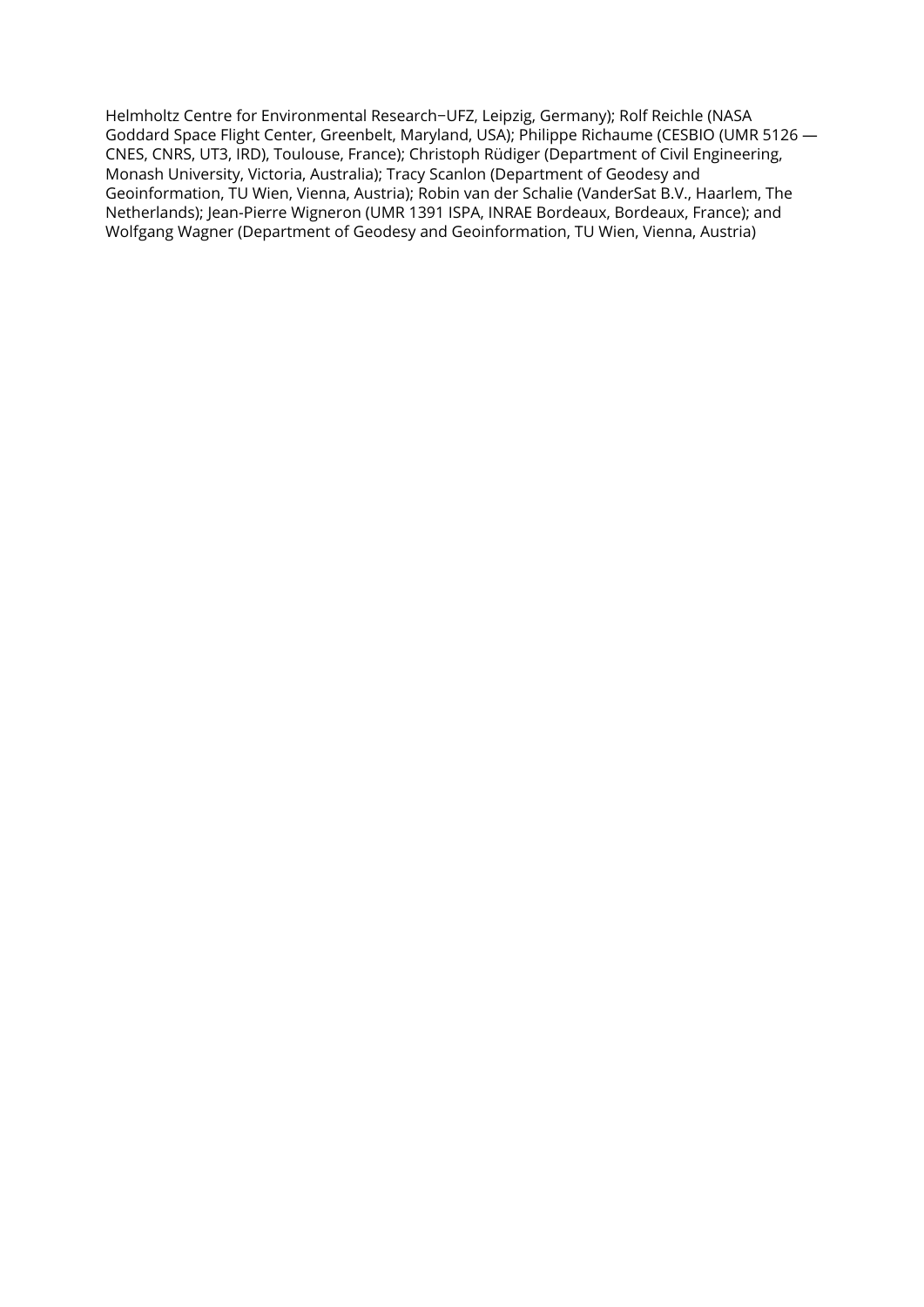Helmholtz Centre for Environmental Research−UFZ, Leipzig, Germany); Rolf Reichle (NASA Goddard Space Flight Center, Greenbelt, Maryland, USA); Philippe Richaume (CESBIO (UMR 5126 — CNES, CNRS, UT3, IRD), Toulouse, France); Christoph Rüdiger (Department of Civil Engineering, Monash University, Victoria, Australia); Tracy Scanlon (Department of Geodesy and Geoinformation, TU Wien, Vienna, Austria); Robin van der Schalie (VanderSat B.V., Haarlem, The Netherlands); Jean-Pierre Wigneron (UMR 1391 ISPA, INRAE Bordeaux, Bordeaux, France); and Wolfgang Wagner (Department of Geodesy and Geoinformation, TU Wien, Vienna, Austria)